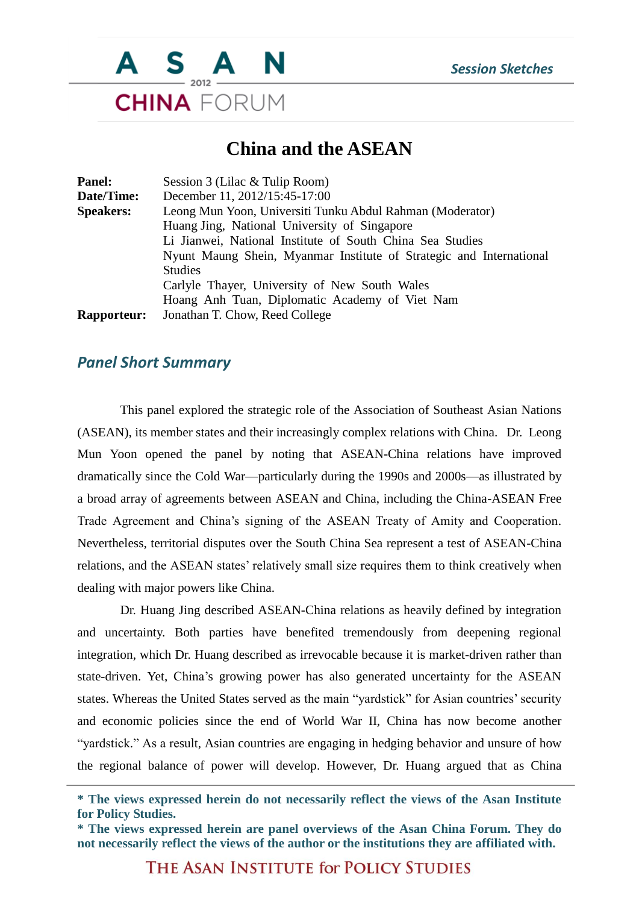# China and the ASEAN

**Panel:** Session 3 (Lilac & Tulip Room)
**Date/Time:** December 11, 2012/15:45-17:00
**Speakers:** Leong Mun Yoon, Universiti Tunku Abdul Rahman (Moderator)
Huang Jing, National University of Singapore
Li Jianwei, National Institute of South China Sea Studies
Nyunt Maung Shein, Myanmar Institute of Strategic and International Studies
Carlyle Thayer, University of New South Wales
Hoang Anh Tuan, Diplomatic Academy of Viet Nam
**Rapporteur:** Jonathan T. Chow, Reed College

## *Panel Short Summary*

This panel explored the strategic role of the Association of Southeast Asian Nations (ASEAN), its member states and their increasingly complex relations with China. Dr. Leong Mun Yoon opened the panel by noting that ASEAN-China relations have improved dramatically since the Cold War—particularly during the 1990s and 2000s—as illustrated by a broad array of agreements between ASEAN and China, including the China-ASEAN Free Trade Agreement and China's signing of the ASEAN Treaty of Amity and Cooperation. Nevertheless, territorial disputes over the South China Sea represent a test of ASEAN-China relations, and the ASEAN states' relatively small size requires them to think creatively when dealing with major powers like China.

Dr. Huang Jing described ASEAN-China relations as heavily defined by integration and uncertainty. Both parties have benefited tremendously from deepening regional integration, which Dr. Huang described as irrevocable because it is market-driven rather than state-driven. Yet, China's growing power has also generated uncertainty for the ASEAN states. Whereas the United States served as the main "yardstick" for Asian countries' security and economic policies since the end of World War II, China has now become another "yardstick." As a result, Asian countries are engaging in hedging behavior and unsure of how the regional balance of power will develop. However, Dr. Huang argued that as China

**\* The views expressed herein do not necessarily reflect the views of the Asan Institute for Policy Studies.**
**\* The views expressed herein are panel overviews of the Asan China Forum. They do not necessarily reflect the views of the author or the institutions they are affiliated with.**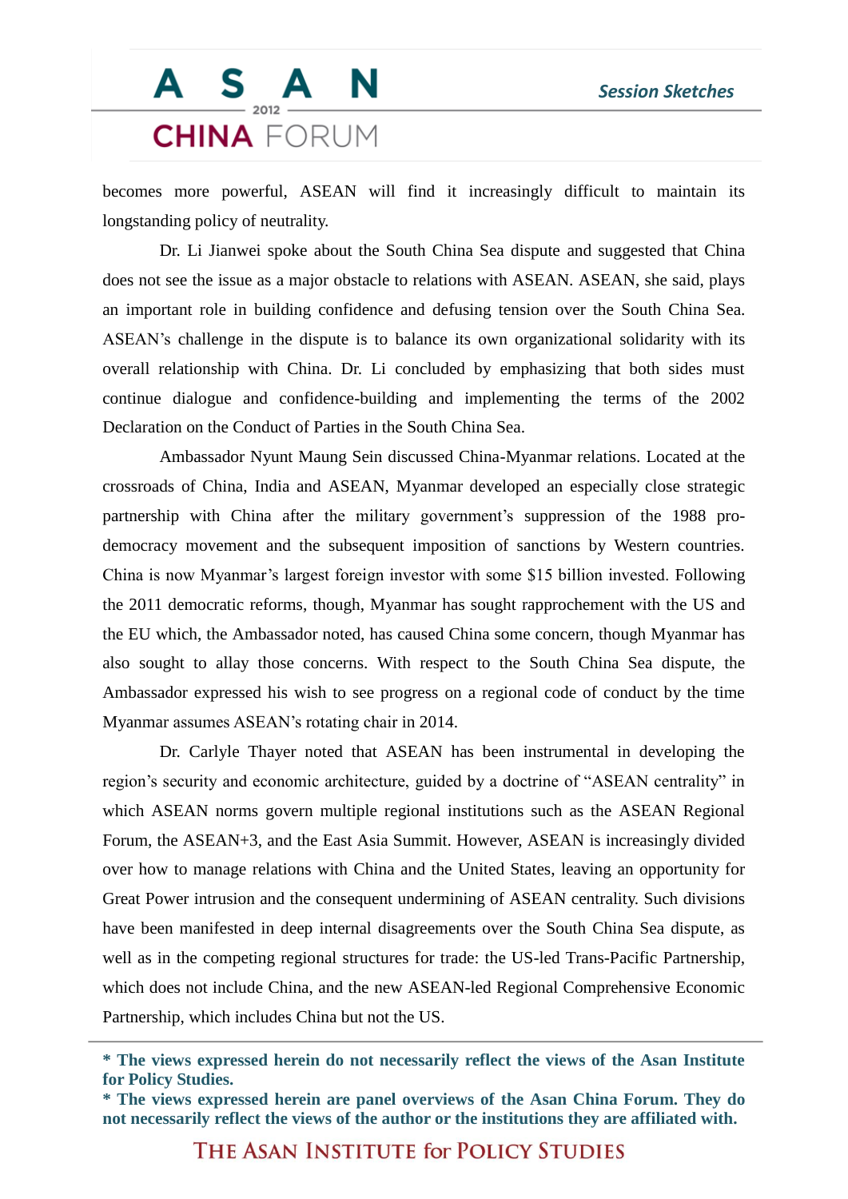becomes more powerful, ASEAN will find it increasingly difficult to maintain its longstanding policy of neutrality.

Dr. Li Jianwei spoke about the South China Sea dispute and suggested that China does not see the issue as a major obstacle to relations with ASEAN. ASEAN, she said, plays an important role in building confidence and defusing tension over the South China Sea. ASEAN's challenge in the dispute is to balance its own organizational solidarity with its overall relationship with China. Dr. Li concluded by emphasizing that both sides must continue dialogue and confidence-building and implementing the terms of the 2002 Declaration on the Conduct of Parties in the South China Sea.

Ambassador Nyunt Maung Sein discussed China-Myanmar relations. Located at the crossroads of China, India and ASEAN, Myanmar developed an especially close strategic partnership with China after the military government's suppression of the 1988 pro-democracy movement and the subsequent imposition of sanctions by Western countries. China is now Myanmar's largest foreign investor with some $15 billion invested. Following the 2011 democratic reforms, though, Myanmar has sought rapprochement with the US and the EU which, the Ambassador noted, has caused China some concern, though Myanmar has also sought to allay those concerns. With respect to the South China Sea dispute, the Ambassador expressed his wish to see progress on a regional code of conduct by the time Myanmar assumes ASEAN's rotating chair in 2014.

Dr. Carlyle Thayer noted that ASEAN has been instrumental in developing the region's security and economic architecture, guided by a doctrine of "ASEAN centrality" in which ASEAN norms govern multiple regional institutions such as the ASEAN Regional Forum, the ASEAN+3, and the East Asia Summit. However, ASEAN is increasingly divided over how to manage relations with China and the United States, leaving an opportunity for Great Power intrusion and the consequent undermining of ASEAN centrality. Such divisions have been manifested in deep internal disagreements over the South China Sea dispute, as well as in the competing regional structures for trade: the US-led Trans-Pacific Partnership, which does not include China, and the new ASEAN-led Regional Comprehensive Economic Partnership, which includes China but not the US.

**\* The views expressed herein do not necessarily reflect the views of the Asan Institute for Policy Studies.**

**\* The views expressed herein are panel overviews of the Asan China Forum. They do not necessarily reflect the views of the author or the institutions they are affiliated with.**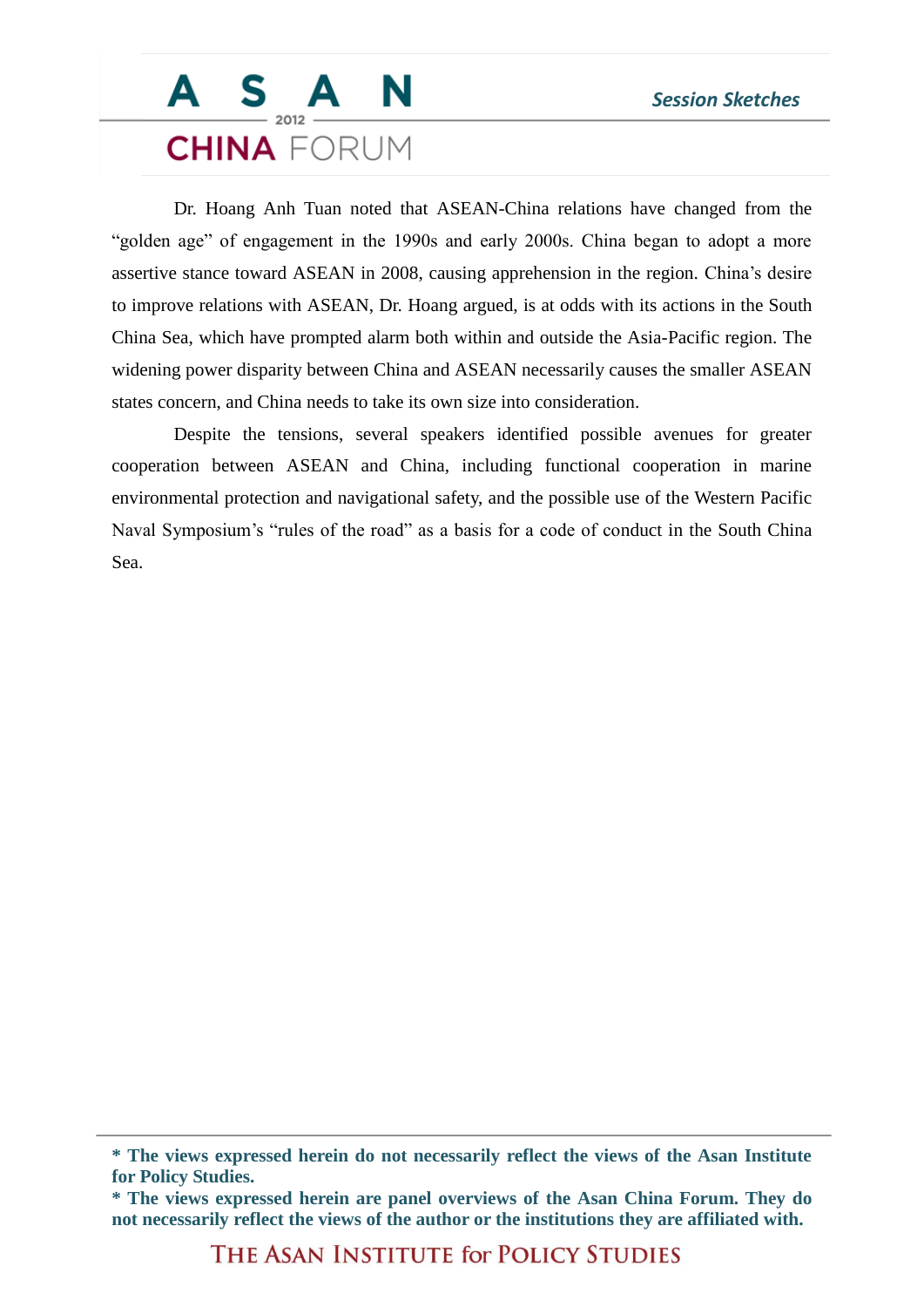Dr. Hoang Anh Tuan noted that ASEAN-China relations have changed from the "golden age" of engagement in the 1990s and early 2000s. China began to adopt a more assertive stance toward ASEAN in 2008, causing apprehension in the region. China's desire to improve relations with ASEAN, Dr. Hoang argued, is at odds with its actions in the South China Sea, which have prompted alarm both within and outside the Asia-Pacific region. The widening power disparity between China and ASEAN necessarily causes the smaller ASEAN states concern, and China needs to take its own size into consideration.

Despite the tensions, several speakers identified possible avenues for greater cooperation between ASEAN and China, including functional cooperation in marine environmental protection and navigational safety, and the possible use of the Western Pacific Naval Symposium's "rules of the road" as a basis for a code of conduct in the South China Sea.

**\* The views expressed herein do not necessarily reflect the views of the Asan Institute for Policy Studies.**

**\* The views expressed herein are panel overviews of the Asan China Forum. They do not necessarily reflect the views of the author or the institutions they are affiliated with.**